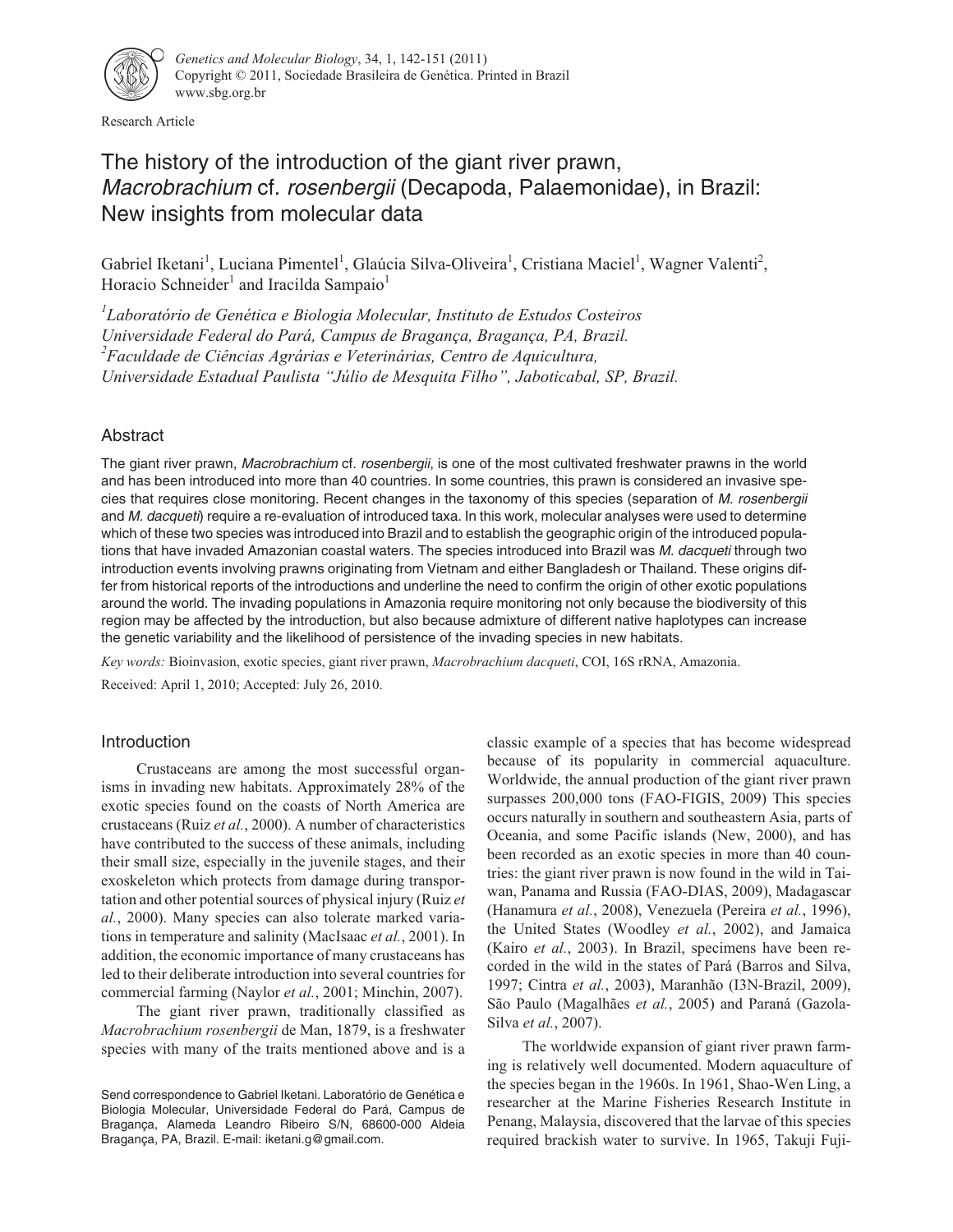Research Article

# The history of the introduction of the giant river prawn, *Macrobrachium* cf. *rosenbergii* (Decapoda, Palaemonidae), in Brazil: New insights from molecular data

Gabriel Iketani[1], Luciana Pimentel[1], Glaúcia Silva-Oliveira[1], Cristiana Maciel[1], Wagner Valenti[2], Horacio Schneider[1] and Iracilda Sampaio[1]

[1]*Laboratório de Genética e Biologia Molecular, Instituto de Estudos Costeiros Universidade Federal do Pará, Campus de Bragança, Bragança, PA, Brazil.*
[2]*Faculdade de Ciências Agrárias e Veterinárias, Centro de Aquicultura, Universidade Estadual Paulista "Júlio de Mesquita Filho", Jaboticabal, SP, Brazil.*

## Abstract

The giant river prawn, *Macrobrachium* cf. *rosenbergii*, is one of the most cultivated freshwater prawns in the world and has been introduced into more than 40 countries. In some countries, this prawn is considered an invasive species that requires close monitoring. Recent changes in the taxonomy of this species (separation of *M. rosenbergii* and *M. dacqueti*) require a re-evaluation of introduced taxa. In this work, molecular analyses were used to determine which of these two species was introduced into Brazil and to establish the geographic origin of the introduced populations that have invaded Amazonian coastal waters. The species introduced into Brazil was *M. dacqueti* through two introduction events involving prawns originating from Vietnam and either Bangladesh or Thailand. These origins differ from historical reports of the introductions and underline the need to confirm the origin of other exotic populations around the world. The invading populations in Amazonia require monitoring not only because the biodiversity of this region may be affected by the introduction, but also because admixture of different native haplotypes can increase the genetic variability and the likelihood of persistence of the invading species in new habitats.

*Key words:* Bioinvasion, exotic species, giant river prawn, *Macrobrachium dacqueti*, COI, 16S rRNA, Amazonia.

Received: April 1, 2010; Accepted: July 26, 2010.

## Introduction

Crustaceans are among the most successful organisms in invading new habitats. Approximately 28% of the exotic species found on the coasts of North America are crustaceans (Ruiz *et al.*, 2000). A number of characteristics have contributed to the success of these animals, including their small size, especially in the juvenile stages, and their exoskeleton which protects from damage during transportation and other potential sources of physical injury (Ruiz *et al.*, 2000). Many species can also tolerate marked variations in temperature and salinity (MacIsaac *et al.*, 2001). In addition, the economic importance of many crustaceans has led to their deliberate introduction into several countries for commercial farming (Naylor *et al.*, 2001; Minchin, 2007).

The giant river prawn, traditionally classified as *Macrobrachium rosenbergii* de Man, 1879, is a freshwater species with many of the traits mentioned above and is a classic example of a species that has become widespread because of its popularity in commercial aquaculture. Worldwide, the annual production of the giant river prawn surpasses 200,000 tons (FAO-FIGIS, 2009) This species occurs naturally in southern and southeastern Asia, parts of Oceania, and some Pacific islands (New, 2000), and has been recorded as an exotic species in more than 40 countries: the giant river prawn is now found in the wild in Taiwan, Panama and Russia (FAO-DIAS, 2009), Madagascar (Hanamura *et al.*, 2008), Venezuela (Pereira *et al.*, 1996), the United States (Woodley *et al.*, 2002), and Jamaica (Kairo *et al.*, 2003). In Brazil, specimens have been recorded in the wild in the states of Pará (Barros and Silva, 1997; Cintra *et al.*, 2003), Maranhão (I3N-Brazil, 2009), São Paulo (Magalhães *et al.*, 2005) and Paraná (Gazola-Silva *et al.*, 2007).

The worldwide expansion of giant river prawn farming is relatively well documented. Modern aquaculture of the species began in the 1960s. In 1961, Shao-Wen Ling, a researcher at the Marine Fisheries Research Institute in Penang, Malaysia, discovered that the larvae of this species required brackish water to survive. In 1965, Takuji Fuji-

Send correspondence to Gabriel Iketani. Laboratório de Genética e Biologia Molecular, Universidade Federal do Pará, Campus de Bragança, Alameda Leandro Ribeiro S/N, 68600-000 Aldeia Bragança, PA, Brazil. E-mail: iketani.g@gmail.com.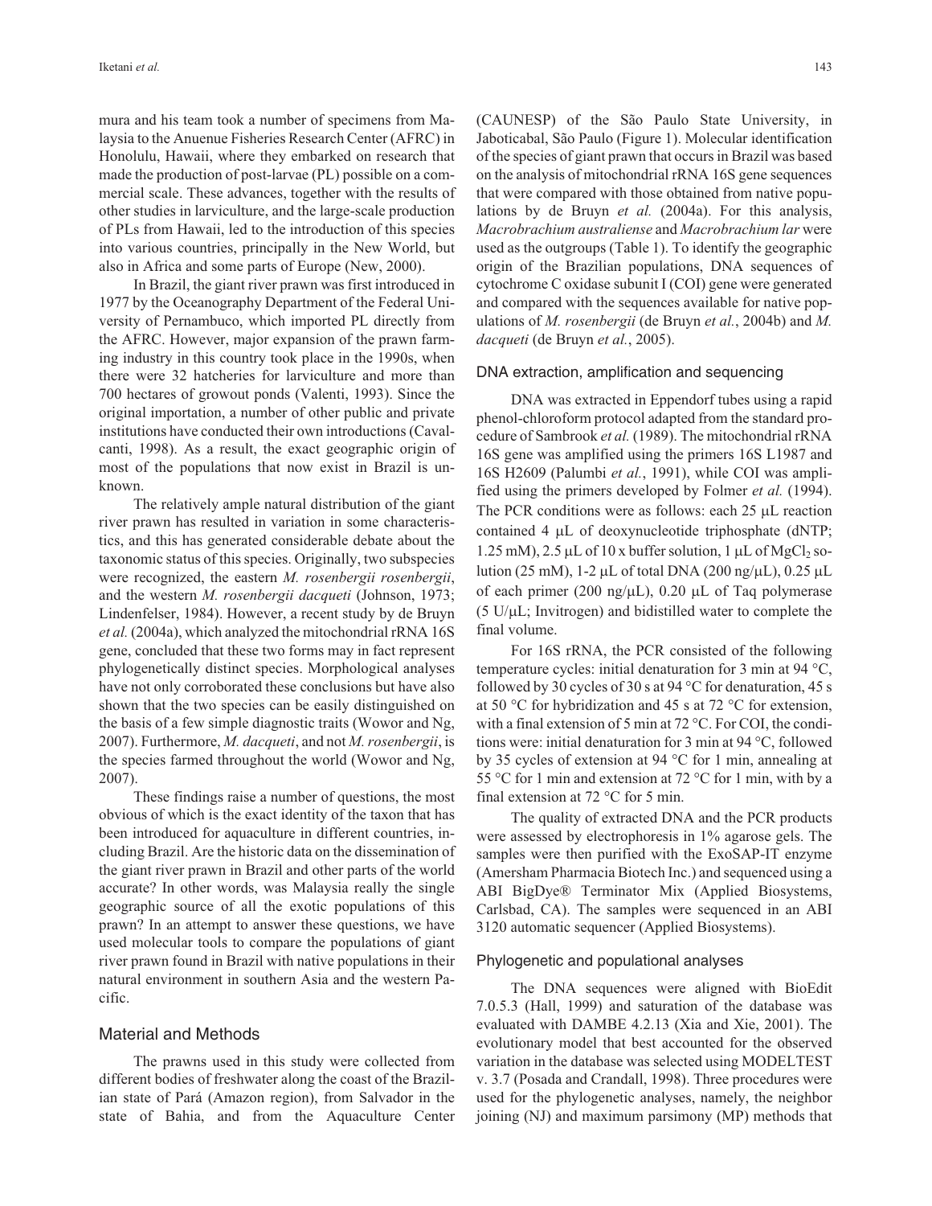mura and his team took a number of specimens from Malaysia to the Anuenue Fisheries Research Center (AFRC) in Honolulu, Hawaii, where they embarked on research that made the production of post-larvae (PL) possible on a commercial scale. These advances, together with the results of other studies in larviculture, and the large-scale production of PLs from Hawaii, led to the introduction of this species into various countries, principally in the New World, but also in Africa and some parts of Europe (New, 2000).

In Brazil, the giant river prawn was first introduced in 1977 by the Oceanography Department of the Federal University of Pernambuco, which imported PL directly from the AFRC. However, major expansion of the prawn farming industry in this country took place in the 1990s, when there were 32 hatcheries for larviculture and more than 700 hectares of growout ponds (Valenti, 1993). Since the original importation, a number of other public and private institutions have conducted their own introductions (Cavalcanti, 1998). As a result, the exact geographic origin of most of the populations that now exist in Brazil is unknown.

The relatively ample natural distribution of the giant river prawn has resulted in variation in some characteristics, and this has generated considerable debate about the taxonomic status of this species. Originally, two subspecies were recognized, the eastern *M. rosenbergii rosenbergii*, and the western *M. rosenbergii dacqueti* (Johnson, 1973; Lindenfelser, 1984). However, a recent study by de Bruyn *et al.* (2004a), which analyzed the mitochondrial rRNA 16S gene, concluded that these two forms may in fact represent phylogenetically distinct species. Morphological analyses have not only corroborated these conclusions but have also shown that the two species can be easily distinguished on the basis of a few simple diagnostic traits (Wowor and Ng, 2007). Furthermore, *M. dacqueti*, and not *M. rosenbergii*, is the species farmed throughout the world (Wowor and Ng, 2007).

These findings raise a number of questions, the most obvious of which is the exact identity of the taxon that has been introduced for aquaculture in different countries, including Brazil. Are the historic data on the dissemination of the giant river prawn in Brazil and other parts of the world accurate? In other words, was Malaysia really the single geographic source of all the exotic populations of this prawn? In an attempt to answer these questions, we have used molecular tools to compare the populations of giant river prawn found in Brazil with native populations in their natural environment in southern Asia and the western Pacific.

## Material and Methods

The prawns used in this study were collected from different bodies of freshwater along the coast of the Brazilian state of Pará (Amazon region), from Salvador in the state of Bahia, and from the Aquaculture Center (CAUNESP) of the São Paulo State University, in Jaboticabal, São Paulo (Figure 1). Molecular identification of the species of giant prawn that occurs in Brazil was based on the analysis of mitochondrial rRNA 16S gene sequences that were compared with those obtained from native populations by de Bruyn *et al.* (2004a). For this analysis, *Macrobrachium australiense* and *Macrobrachium lar* were used as the outgroups (Table 1). To identify the geographic origin of the Brazilian populations, DNA sequences of cytochrome C oxidase subunit I (COI) gene were generated and compared with the sequences available for native populations of *M. rosenbergii* (de Bruyn *et al.*, 2004b) and *M. dacqueti* (de Bruyn *et al.*, 2005).

### DNA extraction, amplification and sequencing

DNA was extracted in Eppendorf tubes using a rapid phenol-chloroform protocol adapted from the standard procedure of Sambrook *et al.* (1989). The mitochondrial rRNA 16S gene was amplified using the primers 16S L1987 and 16S H2609 (Palumbi *et al.*, 1991), while COI was amplified using the primers developed by Folmer *et al.* (1994). The PCR conditions were as follows: each 25 μL reaction contained 4 μL of deoxynucleotide triphosphate (dNTP; 1.25 mM), 2.5 μL of 10 x buffer solution, 1 μL of $MgCl_2$ solution (25 mM), 1-2 μL of total DNA (200 ng/μL), 0.25 μL of each primer (200 ng/μL), 0.20 μL of Taq polymerase (5 U/μL; Invitrogen) and bidistilled water to complete the final volume.

For 16S rRNA, the PCR consisted of the following temperature cycles: initial denaturation for 3 min at 94 °C, followed by 30 cycles of 30 s at 94 °C for denaturation, 45 s at 50 °C for hybridization and 45 s at 72 °C for extension, with a final extension of 5 min at 72 °C. For COI, the conditions were: initial denaturation for 3 min at 94 °C, followed by 35 cycles of extension at 94 °C for 1 min, annealing at 55 °C for 1 min and extension at 72 °C for 1 min, with by a final extension at 72 °C for 5 min.

The quality of extracted DNA and the PCR products were assessed by electrophoresis in 1% agarose gels. The samples were then purified with the ExoSAP-IT enzyme (Amersham Pharmacia Biotech Inc.) and sequenced using a ABI BigDye® Terminator Mix (Applied Biosystems, Carlsbad, CA). The samples were sequenced in an ABI 3120 automatic sequencer (Applied Biosystems).

### Phylogenetic and populational analyses

The DNA sequences were aligned with BioEdit 7.0.5.3 (Hall, 1999) and saturation of the database was evaluated with DAMBE 4.2.13 (Xia and Xie, 2001). The evolutionary model that best accounted for the observed variation in the database was selected using MODELTEST v. 3.7 (Posada and Crandall, 1998). Three procedures were used for the phylogenetic analyses, namely, the neighbor joining (NJ) and maximum parsimony (MP) methods that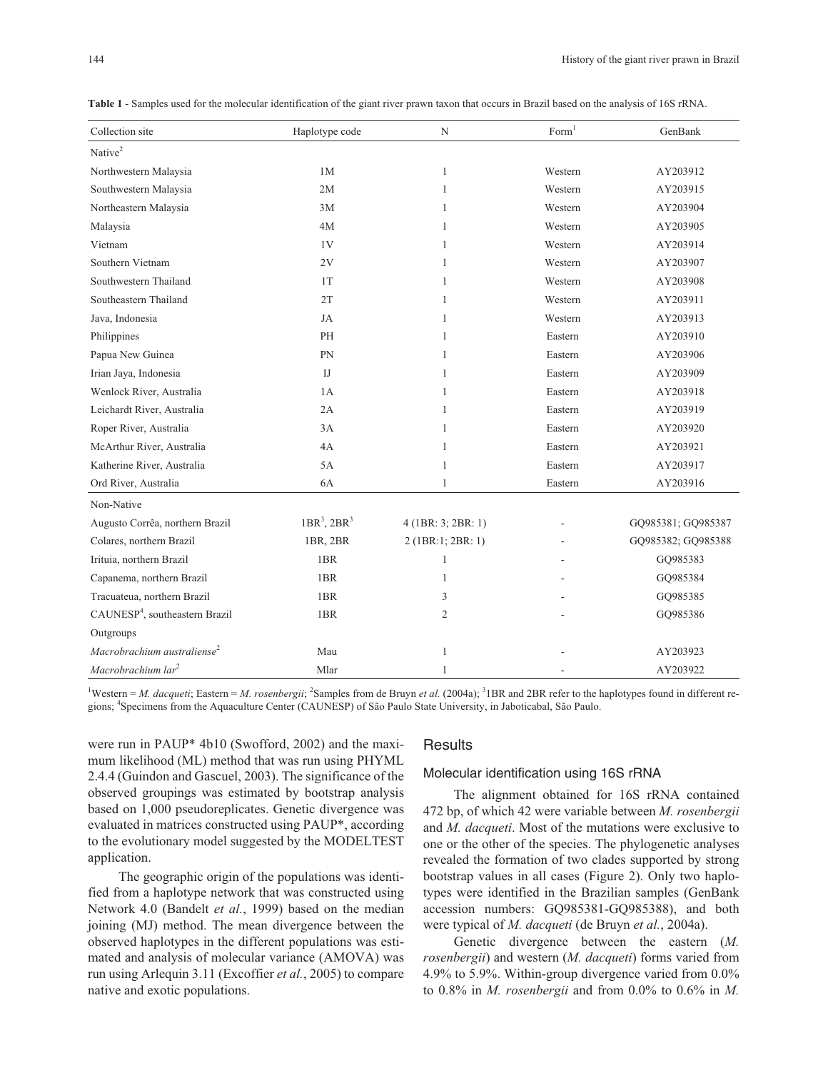**Table 1** - Samples used for the molecular identification of the giant river prawn taxon that occurs in Brazil based on the analysis of 16S rRNA.

| Collection site | Haplotype code | N | Form[1] | GenBank |
|---|---|---|---|---|
| Native[2] | | | | |
| Northwestern Malaysia | 1M | 1 | Western | AY203912 |
| Southwestern Malaysia | 2M | 1 | Western | AY203915 |
| Northeastern Malaysia | 3M | 1 | Western | AY203904 |
| Malaysia | 4M | 1 | Western | AY203905 |
| Vietnam | 1V | 1 | Western | AY203914 |
| Southern Vietnam | 2V | 1 | Western | AY203907 |
| Southwestern Thailand | 1T | 1 | Western | AY203908 |
| Southeastern Thailand | 2T | 1 | Western | AY203911 |
| Java, Indonesia | JA | 1 | Western | AY203913 |
| Philippines | PH | 1 | Eastern | AY203910 |
| Papua New Guinea | PN | 1 | Eastern | AY203906 |
| Irian Jaya, Indonesia | IJ | 1 | Eastern | AY203909 |
| Wenlock River, Australia | 1A | 1 | Eastern | AY203918 |
| Leichardt River, Australia | 2A | 1 | Eastern | AY203919 |
| Roper River, Australia | 3A | 1 | Eastern | AY203920 |
| McArthur River, Australia | 4A | 1 | Eastern | AY203921 |
| Katherine River, Australia | 5A | 1 | Eastern | AY203917 |
| Ord River, Australia | 6A | 1 | Eastern | AY203916 |
| Non-Native | | | | |
| Augusto Corrêa, northern Brazil | 1BR[3], 2BR[3] | 4 (1BR: 3; 2BR: 1) | - | GQ985381; GQ985387 |
| Colares, northern Brazil | 1BR, 2BR | 2 (1BR:1; 2BR: 1) | - | GQ985382; GQ985388 |
| Irituia, northern Brazil | 1BR | 1 | - | GQ985383 |
| Capanema, northern Brazil | 1BR | 1 | - | GQ985384 |
| Tracuateua, northern Brazil | 1BR | 3 | - | GQ985385 |
| CAUNESP[4], southeastern Brazil | 1BR | 2 | - | GQ985386 |
| Outgroups | | | | |
| *Macrobrachium australiense*[2] | Mau | 1 | - | AY203923 |
| *Macrobrachium lar*[2] | Mlar | 1 | - | AY203922 |

[1]Western = *M. dacqueti*; Eastern = *M. rosenbergii*; [2]Samples from de Bruyn *et al.* (2004a); [3]1BR and 2BR refer to the haplotypes found in different regions; [4]Specimens from the Aquaculture Center (CAUNESP) of São Paulo State University, in Jaboticabal, São Paulo.

were run in PAUP* 4b10 (Swofford, 2002) and the maximum likelihood (ML) method that was run using PHYML 2.4.4 (Guindon and Gascuel, 2003). The significance of the observed groupings was estimated by bootstrap analysis based on 1,000 pseudoreplicates. Genetic divergence was evaluated in matrices constructed using PAUP*, according to the evolutionary model suggested by the MODELTEST application.

The geographic origin of the populations was identified from a haplotype network that was constructed using Network 4.0 (Bandelt *et al.*, 1999) based on the median joining (MJ) method. The mean divergence between the observed haplotypes in the different populations was estimated and analysis of molecular variance (AMOVA) was run using Arlequin 3.11 (Excoffier *et al.*, 2005) to compare native and exotic populations.

## Results

### Molecular identification using 16S rRNA

The alignment obtained for 16S rRNA contained 472 bp, of which 42 were variable between *M. rosenbergii* and *M. dacqueti*. Most of the mutations were exclusive to one or the other of the species. The phylogenetic analyses revealed the formation of two clades supported by strong bootstrap values in all cases (Figure 2). Only two haplotypes were identified in the Brazilian samples (GenBank accession numbers: GQ985381-GQ985388), and both were typical of *M. dacqueti* (de Bruyn *et al.*, 2004a).

Genetic divergence between the eastern (*M. rosenbergii*) and western (*M. dacqueti*) forms varied from 4.9% to 5.9%. Within-group divergence varied from 0.0% to 0.8% in *M. rosenbergii* and from 0.0% to 0.6% in *M.*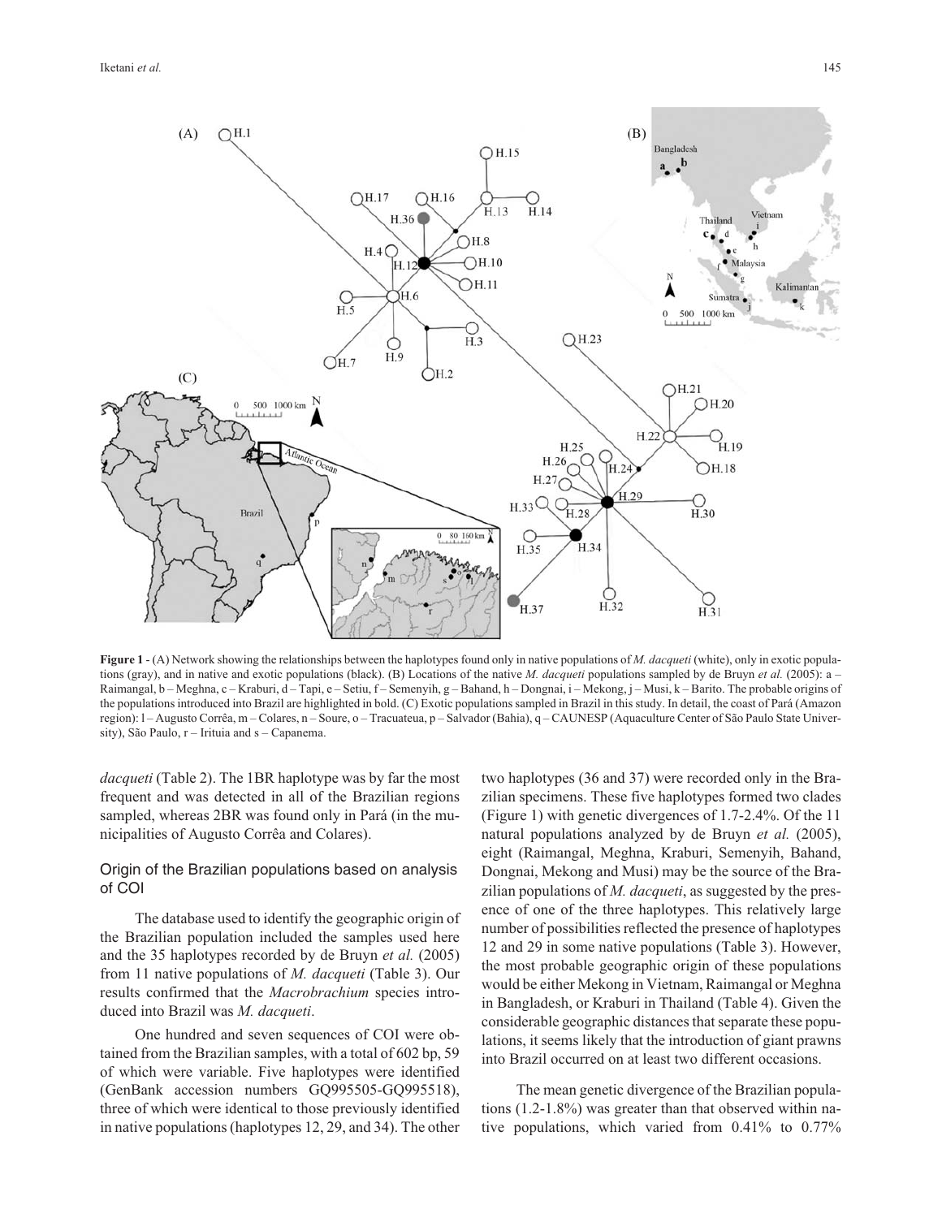**Figure 1** - (A) Network showing the relationships between the haplotypes found only in native populations of *M. dacqueti* (white), only in exotic populations (gray), and in native and exotic populations (black). (B) Locations of the native *M. dacqueti* populations sampled by de Bruyn *et al.* (2005): a – Raimangal, b – Meghna, c – Kraburi, d – Tapi, e – Setiu, f – Semenyih, g – Bahand, h – Dongnai, i – Mekong, j – Musi, k – Barito. The probable origins of the populations introduced into Brazil are highlighted in bold. (C) Exotic populations sampled in Brazil in this study. In detail, the coast of Pará (Amazon region): l – Augusto Corrêa, m – Colares, n – Soure, o – Tracuateua, p – Salvador (Bahia), q – CAUNESP (Aquaculture Center of São Paulo State University), São Paulo, r – Irituia and s – Capanema.

*dacqueti* (Table 2). The 1BR haplotype was by far the most frequent and was detected in all of the Brazilian regions sampled, whereas 2BR was found only in Pará (in the municipalities of Augusto Corrêa and Colares).

## Origin of the Brazilian populations based on analysis of COI

The database used to identify the geographic origin of the Brazilian population included the samples used here and the 35 haplotypes recorded by de Bruyn *et al.* (2005) from 11 native populations of *M. dacqueti* (Table 3). Our results confirmed that the *Macrobrachium* species introduced into Brazil was *M. dacqueti*.

One hundred and seven sequences of COI were obtained from the Brazilian samples, with a total of 602 bp, 59 of which were variable. Five haplotypes were identified (GenBank accession numbers GQ995505-GQ995518), three of which were identical to those previously identified in native populations (haplotypes 12, 29, and 34). The other two haplotypes (36 and 37) were recorded only in the Brazilian specimens. These five haplotypes formed two clades (Figure 1) with genetic divergences of 1.7-2.4%. Of the 11 natural populations analyzed by de Bruyn *et al.* (2005), eight (Raimangal, Meghna, Kraburi, Semenyih, Bahand, Dongnai, Mekong and Musi) may be the source of the Brazilian populations of *M. dacqueti*, as suggested by the presence of one of the three haplotypes. This relatively large number of possibilities reflected the presence of haplotypes 12 and 29 in some native populations (Table 3). However, the most probable geographic origin of these populations would be either Mekong in Vietnam, Raimangal or Meghna in Bangladesh, or Kraburi in Thailand (Table 4). Given the considerable geographic distances that separate these populations, it seems likely that the introduction of giant prawns into Brazil occurred on at least two different occasions.

The mean genetic divergence of the Brazilian populations (1.2-1.8%) was greater than that observed within native populations, which varied from 0.41% to 0.77%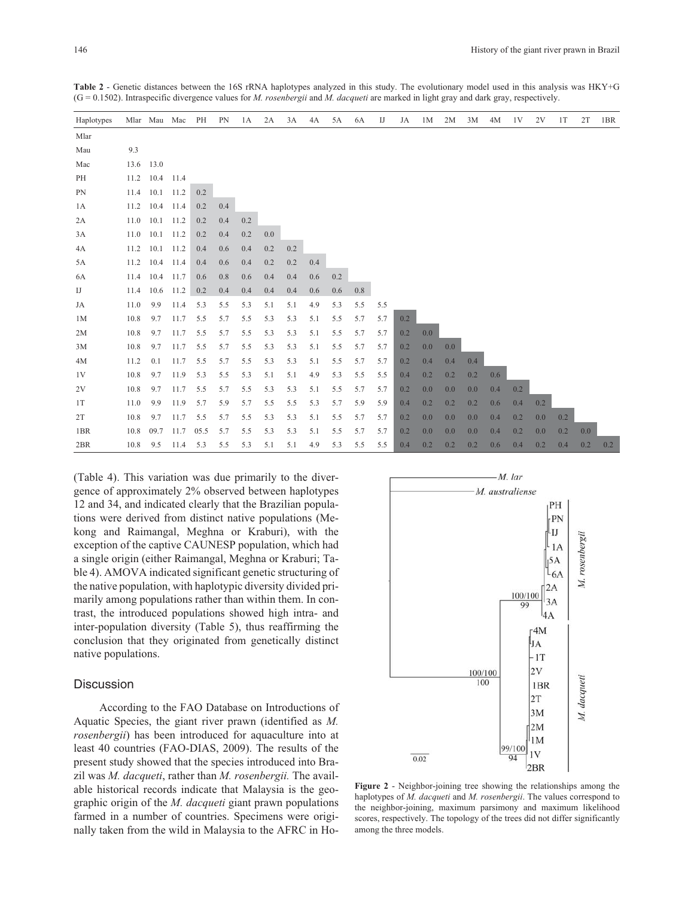**Table 2** - Genetic distances between the 16S rRNA haplotypes analyzed in this study. The evolutionary model used in this analysis was HKY+G (G = 0.1502). Intraspecific divergence values for *M. rosenbergii* and *M. dacqueti* are marked in light gray and dark gray, respectively.

| Haplotypes | Mlar | Mau | Mac | PH | PN | 1A | 2A | 3A | 4A | 5A | 6A | IJ | JA | 1M | 2M | 3M | 4M | 1V | 2V | 1T | 2T | 1BR |
|---|---|---|---|---|---|---|---|---|---|---|---|---|---|---|---|---|---|---|---|---|---|---|
| Mlar | | | | | | | | | | | | | | | | | | | | | | |
| Mau | 9.3 | | | | | | | | | | | | | | | | | | | | | |
| Mac | 13.6 | 13.0 | | | | | | | | | | | | | | | | | | | | |
| PH | 11.2 | 10.4 | 11.4 | | | | | | | | | | | | | | | | | | | |
| PN | 11.4 | 10.1 | 11.2 | 0.2 | | | | | | | | | | | | | | | | | | |
| 1A | 11.2 | 10.4 | 11.4 | 0.2 | 0.4 | | | | | | | | | | | | | | | | | |
| 2A | 11.0 | 10.1 | 11.2 | 0.2 | 0.4 | 0.2 | | | | | | | | | | | | | | | | |
| 3A | 11.0 | 10.1 | 11.2 | 0.2 | 0.4 | 0.2 | 0.0 | | | | | | | | | | | | | | | |
| 4A | 11.2 | 10.1 | 11.2 | 0.4 | 0.6 | 0.4 | 0.2 | 0.2 | | | | | | | | | | | | | | |
| 5A | 11.2 | 10.4 | 11.4 | 0.4 | 0.6 | 0.4 | 0.2 | 0.2 | 0.4 | | | | | | | | | | | | | |
| 6A | 11.4 | 10.4 | 11.7 | 0.6 | 0.8 | 0.6 | 0.4 | 0.4 | 0.6 | 0.2 | | | | | | | | | | | | |
| IJ | 11.4 | 10.6 | 11.2 | 0.2 | 0.4 | 0.4 | 0.4 | 0.4 | 0.6 | 0.6 | 0.8 | | | | | | | | | | | |
| JA | 11.0 | 9.9 | 11.4 | 5.3 | 5.5 | 5.3 | 5.1 | 5.1 | 4.9 | 5.3 | 5.5 | 5.5 | | | | | | | | | | |
| 1M | 10.8 | 9.7 | 11.7 | 5.5 | 5.7 | 5.5 | 5.3 | 5.3 | 5.1 | 5.5 | 5.7 | 5.7 | 0.2 | | | | | | | | | |
| 2M | 10.8 | 9.7 | 11.7 | 5.5 | 5.7 | 5.5 | 5.3 | 5.3 | 5.1 | 5.5 | 5.7 | 5.7 | 0.2 | 0.0 | | | | | | | | |
| 3M | 10.8 | 9.7 | 11.7 | 5.5 | 5.7 | 5.5 | 5.3 | 5.3 | 5.1 | 5.5 | 5.7 | 5.7 | 0.2 | 0.0 | 0.0 | | | | | | | |
| 4M | 11.2 | 0.1 | 11.7 | 5.5 | 5.7 | 5.5 | 5.3 | 5.3 | 5.1 | 5.5 | 5.7 | 5.7 | 0.2 | 0.4 | 0.4 | 0.4 | | | | | | |
| 1V | 10.8 | 9.7 | 11.9 | 5.3 | 5.5 | 5.3 | 5.1 | 5.1 | 4.9 | 5.3 | 5.5 | 5.5 | 0.4 | 0.2 | 0.2 | 0.2 | 0.6 | | | | | |
| 2V | 10.8 | 9.7 | 11.7 | 5.5 | 5.7 | 5.5 | 5.3 | 5.3 | 5.1 | 5.5 | 5.7 | 5.7 | 0.2 | 0.0 | 0.0 | 0.0 | 0.4 | 0.2 | | | | |
| 1T | 11.0 | 9.9 | 11.9 | 5.7 | 5.9 | 5.7 | 5.5 | 5.5 | 5.3 | 5.7 | 5.9 | 5.9 | 0.4 | 0.2 | 0.2 | 0.2 | 0.6 | 0.4 | 0.2 | | | |
| 2T | 10.8 | 9.7 | 11.7 | 5.5 | 5.7 | 5.5 | 5.3 | 5.3 | 5.1 | 5.5 | 5.7 | 5.7 | 0.2 | 0.0 | 0.0 | 0.0 | 0.4 | 0.2 | 0.0 | 0.2 | | |
| 1BR | 10.8 | 09.7 | 11.7 | 05.5 | 5.7 | 5.5 | 5.3 | 5.3 | 5.1 | 5.5 | 5.7 | 5.7 | 0.2 | 0.0 | 0.0 | 0.0 | 0.4 | 0.2 | 0.0 | 0.2 | 0.0 | |
| 2BR | 10.8 | 9.5 | 11.4 | 5.3 | 5.5 | 5.3 | 5.1 | 5.1 | 4.9 | 5.3 | 5.5 | 5.5 | 0.4 | 0.2 | 0.2 | 0.2 | 0.6 | 0.4 | 0.2 | 0.4 | 0.2 | 0.2 |

(Table 4). This variation was due primarily to the divergence of approximately 2% observed between haplotypes 12 and 34, and indicated clearly that the Brazilian populations were derived from distinct native populations (Mekong and Raimangal, Meghna or Kraburi), with the exception of the captive CAUNESP population, which had a single origin (either Raimangal, Meghna or Kraburi; Table 4). AMOVA indicated significant genetic structuring of the native population, with haplotypic diversity divided primarily among populations rather than within them. In contrast, the introduced populations showed high intra- and inter-population diversity (Table 5), thus reaffirming the conclusion that they originated from genetically distinct native populations.

## Discussion

According to the FAO Database on Introductions of Aquatic Species, the giant river prawn (identified as *M. rosenbergii*) has been introduced for aquaculture into at least 40 countries (FAO-DIAS, 2009). The results of the present study showed that the species introduced into Brazil was *M. dacqueti*, rather than *M. rosenbergii.* The available historical records indicate that Malaysia is the geographic origin of the *M. dacqueti* giant prawn populations farmed in a number of countries. Specimens were originally taken from the wild in Malaysia to the AFRC in Ho-

**Figure 2** - Neighbor-joining tree showing the relationships among the haplotypes of *M. dacqueti* and *M. rosenbergii*. The values correspond to the neighbor-joining, maximum parsimony and maximum likelihood scores, respectively. The topology of the trees did not differ significantly among the three models.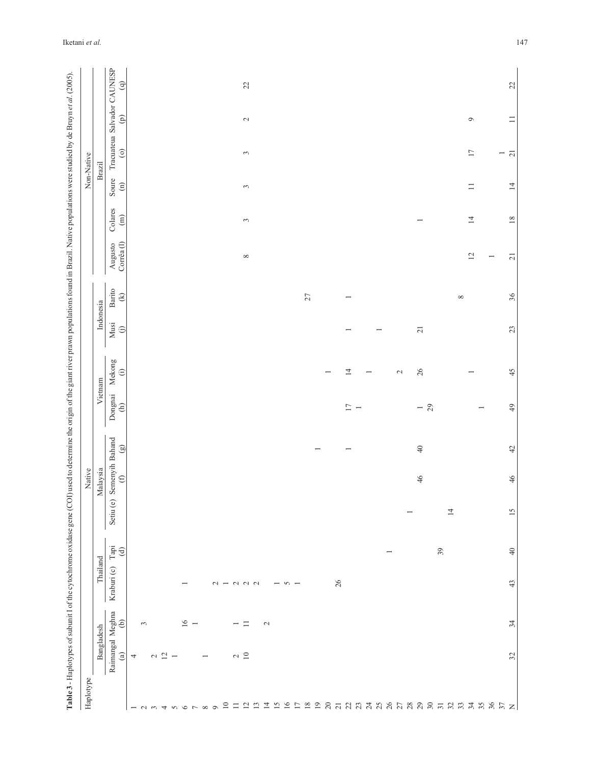**Table 3** - Haplotypes of subunit I of the cytochrome oxidase gene (COI) used to determine the origin of the giant river prawn populations found in Brazil. Native populations were studied by de Bruyn *et al.* (2005).

| Haplotype | Native | | | | | | | | | | | Non-Native | | | | | |
|---|---|---|---|---|---|---|---|---|---|---|---|---|---|---|---|---|---|
| | Bangladesh | | Thailand | | Malaysia | | | Vietnam | | Indonesia | | Brazil | | | | | |
| | Raimangal (a) | Meghna (b) | Kraburi (c) | Tapi (d) | Setiu (e) | Semenyih (f) | Bahand (g) | Dongnai (h) | Mekong (i) | Musi (j) | Barito (k) | Augusto Corrêa (l) | Colares (m) | Soure (n) | Tracuateua (o) | Salvador (p) | CAUNESP (q) |
| 1 | 4 | | | | | | | | | | | | | | | | |
| 2 | | 3 | | | | | | | | | | | | | | | |
| 3 | 2 | | | | | | | | | | | | | | | | |
| 4 | 12 | | | | | | | | | | | | | | | | |
| 5 | 1 | | | | | | | | | | | | | | | | |
| 6 | | 16 | 1 | | | | | | | | | | | | | | |
| 7 | | 1 | | | | | | | | | | | | | | | |
| 8 | 1 | | | | | | | | | | | | | | | | |
| 9 | | | 2 | | | | | | | | | | | | | | |
| 10 | | | 1 | | | | | | | | | | | | | | |
| 11 | 2 | 1 | 2 | | | | | | | | | | | | | | |
| 12 | 10 | 11 | 2 | | | | | | | | | 8 | 3 | 3 | 3 | 2 | 22 |
| 13 | | | 2 | | | | | | | | | | | | | | |
| 14 | | 2 | | | | | | | | | | | | | | | |
| 15 | | | 1 | | | | | | | | | | | | | | |
| 16 | | | 5 | | | | | | | | | | | | | | |
| 17 | | | 1 | | | | | | | | | | | | | | |
| 18 | | | | | | | | | | | 27 | | | | | | |
| 19 | | | | | | | 1 | | | | | | | | | | |
| 20 | | | | | | | | | 1 | | | | | | | | |
| 21 | | | 26 | | | | | | | | | | | | | | |
| 22 | | | | | | | 1 | 17 | 14 | 1 | 1 | | | | | | |
| 23 | | | | | | | | 1 | | | | | | | | | |
| 24 | | | | | | | | | 1 | | | | | | | | |
| 25 | | | | | | | | | | 1 | | | | | | | |
| 26 | | | | 1 | | | | | | | | | | | | | |
| 27 | | | | | | | | | 2 | | | | | | | | |
| 28 | | | | | 1 | | | | | | | | | | | | |
| 29 | | | | | | 46 | 40 | 1 | 26 | 21 | | | 1 | | | | |
| 30 | | | | | | | | 29 | | | | | | | | | |
| 31 | | | | 39 | | | | | | | | | | | | | |
| 32 | | | | | 14 | | | | | | | | | | | | |
| 33 | | | | | | | | | | | 8 | | | | | | |
| 34 | | | | | | | | | 1 | | | 12 | 14 | 11 | 17 | 9 | |
| 35 | | | | | | | | 1 | | | | | | | | | |
| 36 | | | | | | | | | | | | 1 | | | | | |
| 37 | | | | | | | | | | | | | | | 1 | | |
| N | 32 | 34 | 43 | 40 | 15 | 46 | 42 | 49 | 45 | 23 | 36 | 21 | 18 | 14 | 21 | 11 | 22 |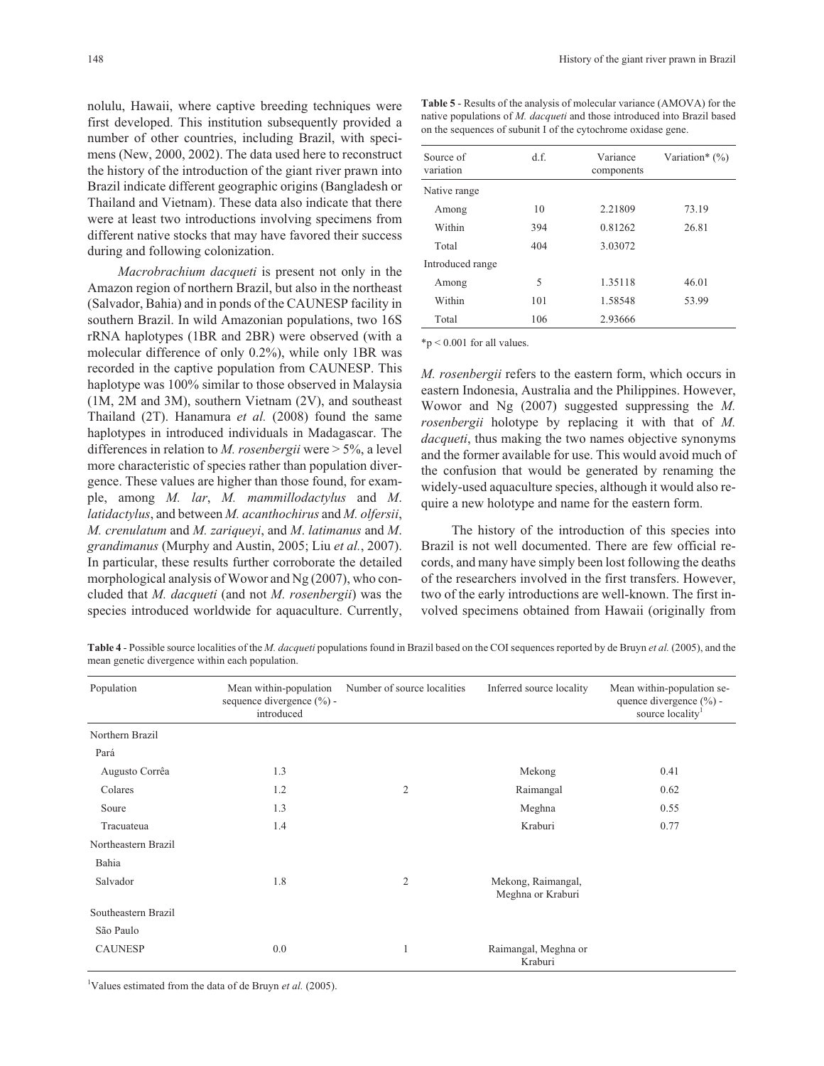nolulu, Hawaii, where captive breeding techniques were first developed. This institution subsequently provided a number of other countries, including Brazil, with specimens (New, 2000, 2002). The data used here to reconstruct the history of the introduction of the giant river prawn into Brazil indicate different geographic origins (Bangladesh or Thailand and Vietnam). These data also indicate that there were at least two introductions involving specimens from different native stocks that may have favored their success during and following colonization.

*Macrobrachium dacqueti* is present not only in the Amazon region of northern Brazil, but also in the northeast (Salvador, Bahia) and in ponds of the CAUNESP facility in southern Brazil. In wild Amazonian populations, two 16S rRNA haplotypes (1BR and 2BR) were observed (with a molecular difference of only 0.2%), while only 1BR was recorded in the captive population from CAUNESP. This haplotype was 100% similar to those observed in Malaysia (1M, 2M and 3M), southern Vietnam (2V), and southeast Thailand (2T). Hanamura *et al.* (2008) found the same haplotypes in introduced individuals in Madagascar. The differences in relation to *M. rosenbergii* were > 5%, a level more characteristic of species rather than population divergence. These values are higher than those found, for example, among *M. lar*, *M. mammillodactylus* and *M. latidactylus*, and between *M. acanthochirus* and *M. olfersii*, *M. crenulatum* and *M. zariqueyi*, and *M*. *latimanus* and *M*. *grandimanus* (Murphy and Austin, 2005; Liu *et al.*, 2007). In particular, these results further corroborate the detailed morphological analysis of Wowor and Ng (2007), who concluded that *M. dacqueti* (and not *M. rosenbergii*) was the species introduced worldwide for aquaculture. Currently, *M. rosenbergii* refers to the eastern form, which occurs in eastern Indonesia, Australia and the Philippines. However, Wowor and Ng (2007) suggested suppressing the *M. rosenbergii* holotype by replacing it with that of *M. dacqueti*, thus making the two names objective synonyms and the former available for use. This would avoid much of the confusion that would be generated by renaming the widely-used aquaculture species, although it would also require a new holotype and name for the eastern form.

The history of the introduction of this species into Brazil is not well documented. There are few official records, and many have simply been lost following the deaths of the researchers involved in the first transfers. However, two of the early introductions are well-known. The first involved specimens obtained from Hawaii (originally from

**Table 5** - Results of the analysis of molecular variance (AMOVA) for the native populations of *M. dacqueti* and those introduced into Brazil based on the sequences of subunit I of the cytochrome oxidase gene.

| Source of variation | d.f. | Variance components | Variation* (%) |
|---|---|---|---|
| Native range | | | |
| Among | 10 | 2.21809 | 73.19 |
| Within | 394 | 0.81262 | 26.81 |
| Total | 404 | 3.03072 | |
| Introduced range | | | |
| Among | 5 | 1.35118 | 46.01 |
| Within | 101 | 1.58548 | 53.99 |
| Total | 106 | 2.93666 | |

*$p < 0.001$ for all values.

**Table 4** - Possible source localities of the *M. dacqueti* populations found in Brazil based on the COI sequences reported by de Bruyn *et al.* (2005), and the mean genetic divergence within each population.

| Population | Mean within-population sequence divergence (%) - introduced | Number of source localities | Inferred source locality | Mean within-population sequence divergence (%) - source locality[1] |
|---|---|---|---|---|
| Northern Brazil | | | | |
| Pará | | | | |
| Augusto Corrêa | 1.3 | | Mekong | 0.41 |
| Colares | 1.2 | 2 | Raimangal | 0.62 |
| Soure | 1.3 | | Meghna | 0.55 |
| Tracuateua | 1.4 | | Kraburi | 0.77 |
| Northeastern Brazil | | | | |
| Bahia | | | | |
| Salvador | 1.8 | 2 | Mekong, Raimangal, Meghna or Kraburi | |
| Southeastern Brazil | | | | |
| São Paulo | | | | |
| CAUNESP | 0.0 | 1 | Raimangal, Meghna or Kraburi | |

[1]Values estimated from the data of de Bruyn *et al.* (2005).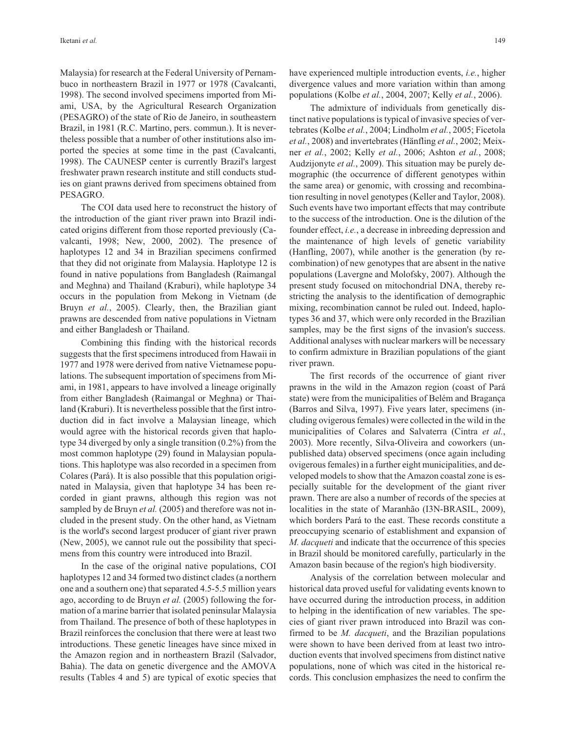Malaysia) for research at the Federal University of Pernambuco in northeastern Brazil in 1977 or 1978 (Cavalcanti, 1998). The second involved specimens imported from Miami, USA, by the Agricultural Research Organization (PESAGRO) of the state of Rio de Janeiro, in southeastern Brazil, in 1981 (R.C. Martino, pers. commun.). It is nevertheless possible that a number of other institutions also imported the species at some time in the past (Cavalcanti, 1998). The CAUNESP center is currently Brazil's largest freshwater prawn research institute and still conducts studies on giant prawns derived from specimens obtained from PESAGRO.

The COI data used here to reconstruct the history of the introduction of the giant river prawn into Brazil indicated origins different from those reported previously (Cavalcanti, 1998; New, 2000, 2002). The presence of haplotypes 12 and 34 in Brazilian specimens confirmed that they did not originate from Malaysia. Haplotype 12 is found in native populations from Bangladesh (Raimangal and Meghna) and Thailand (Kraburi), while haplotype 34 occurs in the population from Mekong in Vietnam (de Bruyn *et al.*, 2005). Clearly, then, the Brazilian giant prawns are descended from native populations in Vietnam and either Bangladesh or Thailand.

Combining this finding with the historical records suggests that the first specimens introduced from Hawaii in 1977 and 1978 were derived from native Vietnamese populations. The subsequent importation of specimens from Miami, in 1981, appears to have involved a lineage originally from either Bangladesh (Raimangal or Meghna) or Thailand (Kraburi). It is nevertheless possible that the first introduction did in fact involve a Malaysian lineage, which would agree with the historical records given that haplotype 34 diverged by only a single transition (0.2%) from the most common haplotype (29) found in Malaysian populations. This haplotype was also recorded in a specimen from Colares (Pará). It is also possible that this population originated in Malaysia, given that haplotype 34 has been recorded in giant prawns, although this region was not sampled by de Bruyn *et al.* (2005) and therefore was not included in the present study. On the other hand, as Vietnam is the world's second largest producer of giant river prawn (New, 2005), we cannot rule out the possibility that specimens from this country were introduced into Brazil.

In the case of the original native populations, COI haplotypes 12 and 34 formed two distinct clades (a northern one and a southern one) that separated 4.5-5.5 million years ago, according to de Bruyn *et al.* (2005) following the formation of a marine barrier that isolated peninsular Malaysia from Thailand. The presence of both of these haplotypes in Brazil reinforces the conclusion that there were at least two introductions. These genetic lineages have since mixed in the Amazon region and in northeastern Brazil (Salvador, Bahia). The data on genetic divergence and the AMOVA results (Tables 4 and 5) are typical of exotic species that have experienced multiple introduction events, *i.e.*, higher divergence values and more variation within than among populations (Kolbe *et al.*, 2004, 2007; Kelly *et al.*, 2006).

The admixture of individuals from genetically distinct native populations is typical of invasive species of vertebrates (Kolbe *et al.*, 2004; Lindholm *et al.*, 2005; Ficetola *et al.*, 2008) and invertebrates (Hänfling *et al.*, 2002; Meixner *et al.*, 2002; Kelly *et al.*, 2006; Ashton *et al.*, 2008; Audzijonyte *et al.*, 2009). This situation may be purely demographic (the occurrence of different genotypes within the same area) or genomic, with crossing and recombination resulting in novel genotypes (Keller and Taylor, 2008). Such events have two important effects that may contribute to the success of the introduction. One is the dilution of the founder effect, *i.e.*, a decrease in inbreeding depression and the maintenance of high levels of genetic variability (Hanfling, 2007), while another is the generation (by recombination) of new genotypes that are absent in the native populations (Lavergne and Molofsky, 2007). Although the present study focused on mitochondrial DNA, thereby restricting the analysis to the identification of demographic mixing, recombination cannot be ruled out. Indeed, haplotypes 36 and 37, which were only recorded in the Brazilian samples, may be the first signs of the invasion's success. Additional analyses with nuclear markers will be necessary to confirm admixture in Brazilian populations of the giant river prawn.

The first records of the occurrence of giant river prawns in the wild in the Amazon region (coast of Pará state) were from the municipalities of Belém and Bragança (Barros and Silva, 1997). Five years later, specimens (including ovigerous females) were collected in the wild in the municipalities of Colares and Salvaterra (Cintra *et al.*, 2003). More recently, Silva-Oliveira and coworkers (unpublished data) observed specimens (once again including ovigerous females) in a further eight municipalities, and developed models to show that the Amazon coastal zone is especially suitable for the development of the giant river prawn. There are also a number of records of the species at localities in the state of Maranhão (I3N-BRASIL, 2009), which borders Pará to the east. These records constitute a preoccupying scenario of establishment and expansion of *M. dacqueti* and indicate that the occurrence of this species in Brazil should be monitored carefully, particularly in the Amazon basin because of the region's high biodiversity.

Analysis of the correlation between molecular and historical data proved useful for validating events known to have occurred during the introduction process, in addition to helping in the identification of new variables. The species of giant river prawn introduced into Brazil was confirmed to be *M. dacqueti*, and the Brazilian populations were shown to have been derived from at least two introduction events that involved specimens from distinct native populations, none of which was cited in the historical records. This conclusion emphasizes the need to confirm the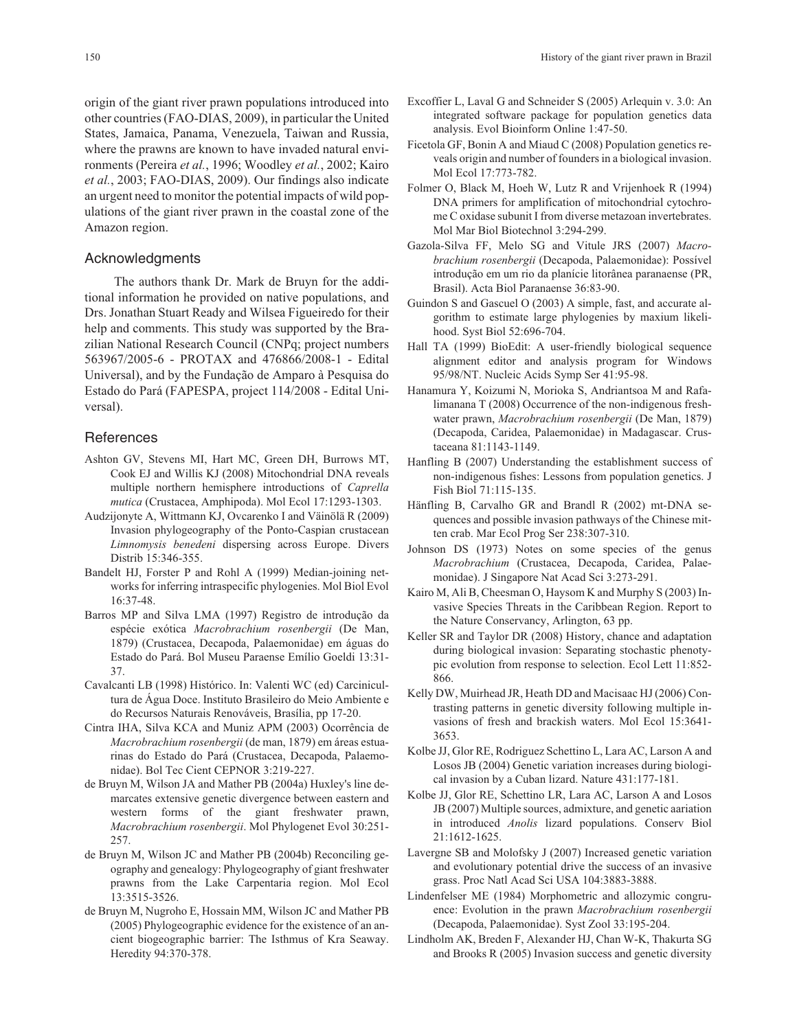origin of the giant river prawn populations introduced into other countries (FAO-DIAS, 2009), in particular the United States, Jamaica, Panama, Venezuela, Taiwan and Russia, where the prawns are known to have invaded natural environments (Pereira *et al.*, 1996; Woodley *et al.*, 2002; Kairo *et al.*, 2003; FAO-DIAS, 2009). Our findings also indicate an urgent need to monitor the potential impacts of wild populations of the giant river prawn in the coastal zone of the Amazon region.

## Acknowledgments

The authors thank Dr. Mark de Bruyn for the additional information he provided on native populations, and Drs. Jonathan Stuart Ready and Wilsea Figueiredo for their help and comments. This study was supported by the Brazilian National Research Council (CNPq; project numbers 563967/2005-6 - PROTAX and 476866/2008-1 - Edital Universal), and by the Fundação de Amparo à Pesquisa do Estado do Pará (FAPESPA, project 114/2008 - Edital Universal).

## References

Ashton GV, Stevens MI, Hart MC, Green DH, Burrows MT, Cook EJ and Willis KJ (2008) Mitochondrial DNA reveals multiple northern hemisphere introductions of *Caprella mutica* (Crustacea, Amphipoda). Mol Ecol 17:1293-1303.

Audzijonyte A, Wittmann KJ, Ovcarenko I and Väinölä R (2009) Invasion phylogeography of the Ponto-Caspian crustacean *Limnomysis benedeni* dispersing across Europe. Divers Distrib 15:346-355.

Bandelt HJ, Forster P and Rohl A (1999) Median-joining networks for inferring intraspecific phylogenies. Mol Biol Evol 16:37-48.

Barros MP and Silva LMA (1997) Registro de introdução da espécie exótica *Macrobrachium rosenbergii* (De Man, 1879) (Crustacea, Decapoda, Palaemonidae) em águas do Estado do Pará. Bol Museu Paraense Emílio Goeldi 13:31-37.

Cavalcanti LB (1998) Histórico. In: Valenti WC (ed) Carcinicultura de Água Doce. Instituto Brasileiro do Meio Ambiente e do Recursos Naturais Renováveis, Brasília, pp 17-20.

Cintra IHA, Silva KCA and Muniz APM (2003) Ocorrência de *Macrobrachium rosenbergii* (de man, 1879) em áreas estuarinas do Estado do Pará (Crustacea, Decapoda, Palaemonidae). Bol Tec Cient CEPNOR 3:219-227.

de Bruyn M, Wilson JA and Mather PB (2004a) Huxley's line demarcates extensive genetic divergence between eastern and western forms of the giant freshwater prawn, *Macrobrachium rosenbergii*. Mol Phylogenet Evol 30:251-257.

de Bruyn M, Wilson JC and Mather PB (2004b) Reconciling geography and genealogy: Phylogeography of giant freshwater prawns from the Lake Carpentaria region. Mol Ecol 13:3515-3526.

de Bruyn M, Nugroho E, Hossain MM, Wilson JC and Mather PB (2005) Phylogeographic evidence for the existence of an ancient biogeographic barrier: The Isthmus of Kra Seaway. Heredity 94:370-378.

Excoffier L, Laval G and Schneider S (2005) Arlequin v. 3.0: An integrated software package for population genetics data analysis. Evol Bioinform Online 1:47-50.

Ficetola GF, Bonin A and Miaud C (2008) Population genetics reveals origin and number of founders in a biological invasion. Mol Ecol 17:773-782.

Folmer O, Black M, Hoeh W, Lutz R and Vrijenhoek R (1994) DNA primers for amplification of mitochondrial cytochrome C oxidase subunit I from diverse metazoan invertebrates. Mol Mar Biol Biotechnol 3:294-299.

Gazola-Silva FF, Melo SG and Vitule JRS (2007) *Macrobrachium rosenbergii* (Decapoda, Palaemonidae): Possível introdução em um rio da planície litorânea paranaense (PR, Brasil). Acta Biol Paranaense 36:83-90.

Guindon S and Gascuel O (2003) A simple, fast, and accurate algorithm to estimate large phylogenies by maxium likelihood. Syst Biol 52:696-704.

Hall TA (1999) BioEdit: A user-friendly biological sequence alignment editor and analysis program for Windows 95/98/NT. Nucleic Acids Symp Ser 41:95-98.

Hanamura Y, Koizumi N, Morioka S, Andriantsoa M and Rafalimanana T (2008) Occurrence of the non-indigenous freshwater prawn, *Macrobrachium rosenbergii* (De Man, 1879) (Decapoda, Caridea, Palaemonidae) in Madagascar. Crustaceana 81:1143-1149.

Hanfling B (2007) Understanding the establishment success of non-indigenous fishes: Lessons from population genetics. J Fish Biol 71:115-135.

Hänfling B, Carvalho GR and Brandl R (2002) mt-DNA sequences and possible invasion pathways of the Chinese mitten crab. Mar Ecol Prog Ser 238:307-310.

Johnson DS (1973) Notes on some species of the genus *Macrobrachium* (Crustacea, Decapoda, Caridea, Palaemonidae). J Singapore Nat Acad Sci 3:273-291.

Kairo M, Ali B, Cheesman O, Haysom K and Murphy S (2003) Invasive Species Threats in the Caribbean Region. Report to the Nature Conservancy, Arlington, 63 pp.

Keller SR and Taylor DR (2008) History, chance and adaptation during biological invasion: Separating stochastic phenotypic evolution from response to selection. Ecol Lett 11:852-866.

Kelly DW, Muirhead JR, Heath DD and Macisaac HJ (2006) Contrasting patterns in genetic diversity following multiple invasions of fresh and brackish waters. Mol Ecol 15:3641-3653.

Kolbe JJ, Glor RE, Rodriguez Schettino L, Lara AC, Larson A and Losos JB (2004) Genetic variation increases during biological invasion by a Cuban lizard. Nature 431:177-181.

Kolbe JJ, Glor RE, Schettino LR, Lara AC, Larson A and Losos JB (2007) Multiple sources, admixture, and genetic aariation in introduced *Anolis* lizard populations. Conserv Biol 21:1612-1625.

Lavergne SB and Molofsky J (2007) Increased genetic variation and evolutionary potential drive the success of an invasive grass. Proc Natl Acad Sci USA 104:3883-3888.

Lindenfelser ME (1984) Morphometric and allozymic congruence: Evolution in the prawn *Macrobrachium rosenbergii* (Decapoda, Palaemonidae). Syst Zool 33:195-204.

Lindholm AK, Breden F, Alexander HJ, Chan W-K, Thakurta SG and Brooks R (2005) Invasion success and genetic diversity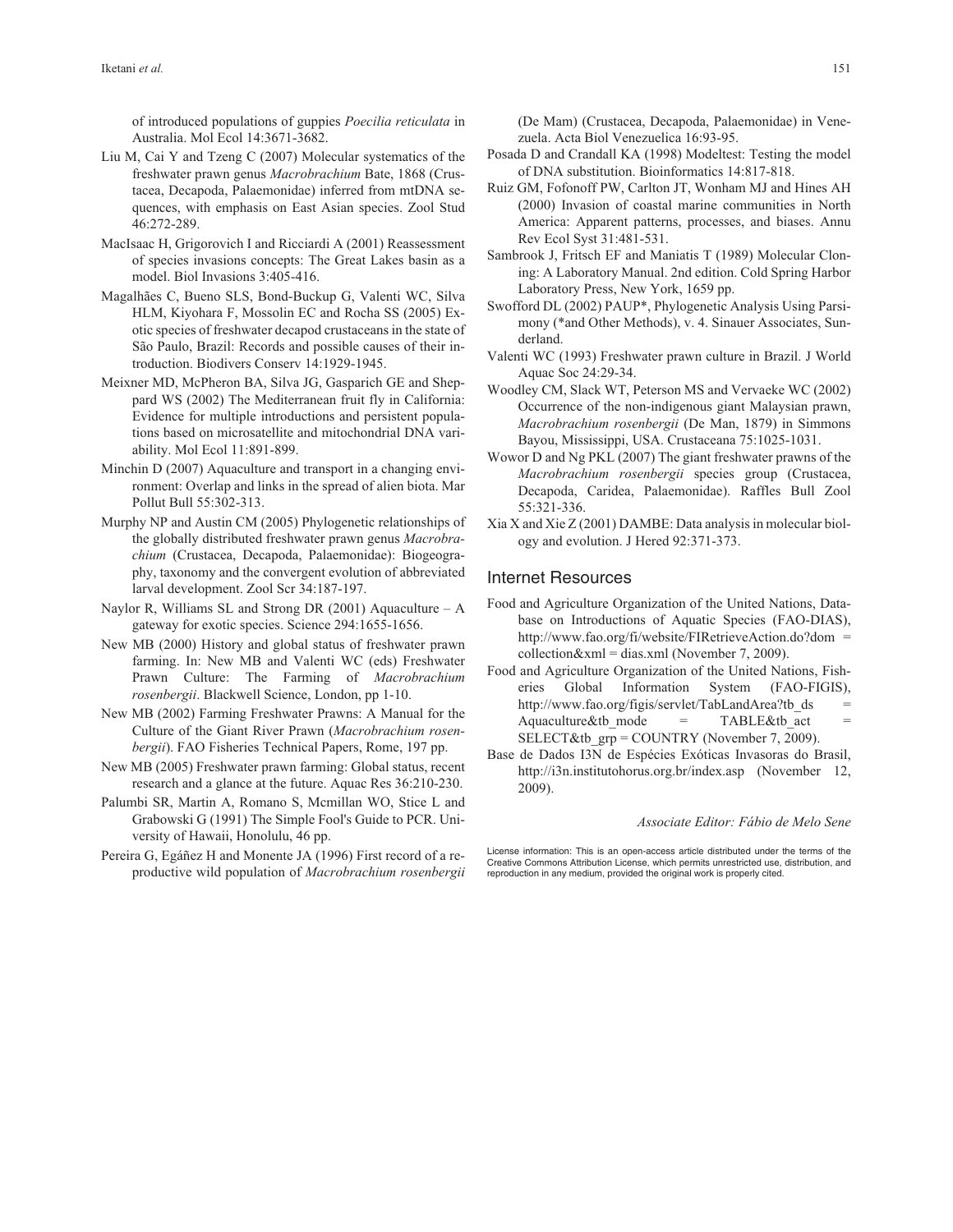of introduced populations of guppies *Poecilia reticulata* in Australia. Mol Ecol 14:3671-3682.

Liu M, Cai Y and Tzeng C (2007) Molecular systematics of the freshwater prawn genus *Macrobrachium* Bate, 1868 (Crustacea, Decapoda, Palaemonidae) inferred from mtDNA sequences, with emphasis on East Asian species. Zool Stud 46:272-289.

MacIsaac H, Grigorovich I and Ricciardi A (2001) Reassessment of species invasions concepts: The Great Lakes basin as a model. Biol Invasions 3:405-416.

Magalhães C, Bueno SLS, Bond-Buckup G, Valenti WC, Silva HLM, Kiyohara F, Mossolin EC and Rocha SS (2005) Exotic species of freshwater decapod crustaceans in the state of São Paulo, Brazil: Records and possible causes of their introduction. Biodivers Conserv 14:1929-1945.

Meixner MD, McPheron BA, Silva JG, Gasparich GE and Sheppard WS (2002) The Mediterranean fruit fly in California: Evidence for multiple introductions and persistent populations based on microsatellite and mitochondrial DNA variability. Mol Ecol 11:891-899.

Minchin D (2007) Aquaculture and transport in a changing environment: Overlap and links in the spread of alien biota. Mar Pollut Bull 55:302-313.

Murphy NP and Austin CM (2005) Phylogenetic relationships of the globally distributed freshwater prawn genus *Macrobrachium* (Crustacea, Decapoda, Palaemonidae): Biogeography, taxonomy and the convergent evolution of abbreviated larval development. Zool Scr 34:187-197.

Naylor R, Williams SL and Strong DR (2001) Aquaculture – A gateway for exotic species. Science 294:1655-1656.

New MB (2000) History and global status of freshwater prawn farming. In: New MB and Valenti WC (eds) Freshwater Prawn Culture: The Farming of *Macrobrachium rosenbergii*. Blackwell Science, London, pp 1-10.

New MB (2002) Farming Freshwater Prawns: A Manual for the Culture of the Giant River Prawn (*Macrobrachium rosenbergii*). FAO Fisheries Technical Papers, Rome, 197 pp.

New MB (2005) Freshwater prawn farming: Global status, recent research and a glance at the future. Aquac Res 36:210-230.

Palumbi SR, Martin A, Romano S, Mcmillan WO, Stice L and Grabowski G (1991) The Simple Fool's Guide to PCR. University of Hawaii, Honolulu, 46 pp.

Pereira G, Egáñez H and Monente JA (1996) First record of a reproductive wild population of *Macrobrachium rosenbergii* (De Mam) (Crustacea, Decapoda, Palaemonidae) in Venezuela. Acta Biol Venezuelica 16:93-95.

Posada D and Crandall KA (1998) Modeltest: Testing the model of DNA substitution. Bioinformatics 14:817-818.

Ruiz GM, Fofonoff PW, Carlton JT, Wonham MJ and Hines AH (2000) Invasion of coastal marine communities in North America: Apparent patterns, processes, and biases. Annu Rev Ecol Syst 31:481-531.

Sambrook J, Fritsch EF and Maniatis T (1989) Molecular Cloning: A Laboratory Manual. 2nd edition. Cold Spring Harbor Laboratory Press, New York, 1659 pp.

Swofford DL (2002) PAUP*, Phylogenetic Analysis Using Parsimony (*and Other Methods), v. 4. Sinauer Associates, Sunderland.

Valenti WC (1993) Freshwater prawn culture in Brazil. J World Aquac Soc 24:29-34.

Woodley CM, Slack WT, Peterson MS and Vervaeke WC (2002) Occurrence of the non-indigenous giant Malaysian prawn, *Macrobrachium rosenbergii* (De Man, 1879) in Simmons Bayou, Mississippi, USA. Crustaceana 75:1025-1031.

Wowor D and Ng PKL (2007) The giant freshwater prawns of the *Macrobrachium rosenbergii* species group (Crustacea, Decapoda, Caridea, Palaemonidae). Raffles Bull Zool 55:321-336.

Xia X and Xie Z (2001) DAMBE: Data analysis in molecular biology and evolution. J Hered 92:371-373.

## Internet Resources

Food and Agriculture Organization of the United Nations, Database on Introductions of Aquatic Species (FAO-DIAS), http://www.fao.org/fi/website/FIRetrieveAction.do?dom = collection&xml = dias.xml (November 7, 2009).

Food and Agriculture Organization of the United Nations, Fisheries Global Information System (FAO-FIGIS), http://www.fao.org/figis/servlet/TabLandArea?tb_ds = Aquaculture&tb_mode = TABLE&tb_act = SELECT&tb_grp = COUNTRY (November 7, 2009).

Base de Dados I3N de Espécies Exóticas Invasoras do Brasil, http://i3n.institutohorus.org.br/index.asp (November 12, 2009).

*Associate Editor: Fábio de Melo Sene*

License information: This is an open-access article distributed under the terms of the Creative Commons Attribution License, which permits unrestricted use, distribution, and reproduction in any medium, provided the original work is properly cited.